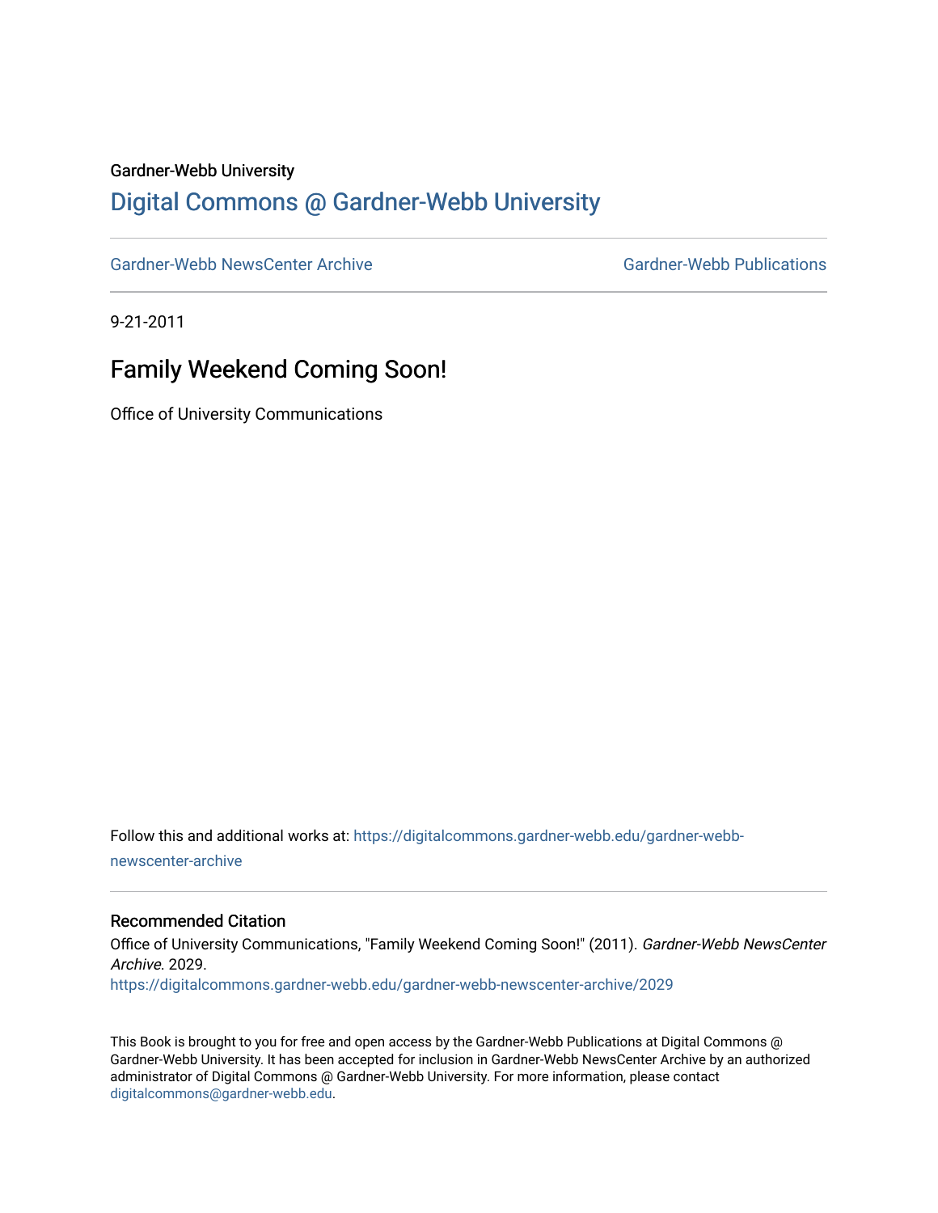Gardner-Webb University

## Digital Commons @ Gardner-Webb University

Gardner-Webb NewsCenter Archive

Gardner-Webb Publications

9-21-2011

# Family Weekend Coming Soon!

Office of University Communications

Follow this and additional works at: https://digitalcommons.gardner-webb.edu/gardner-webb-newscenter-archive

### Recommended Citation

Office of University Communications, "Family Weekend Coming Soon!" (2011). *Gardner-Webb NewsCenter Archive*. 2029.
https://digitalcommons.gardner-webb.edu/gardner-webb-newscenter-archive/2029

This Book is brought to you for free and open access by the Gardner-Webb Publications at Digital Commons @ Gardner-Webb University. It has been accepted for inclusion in Gardner-Webb NewsCenter Archive by an authorized administrator of Digital Commons @ Gardner-Webb University. For more information, please contact digitalcommons@gardner-webb.edu.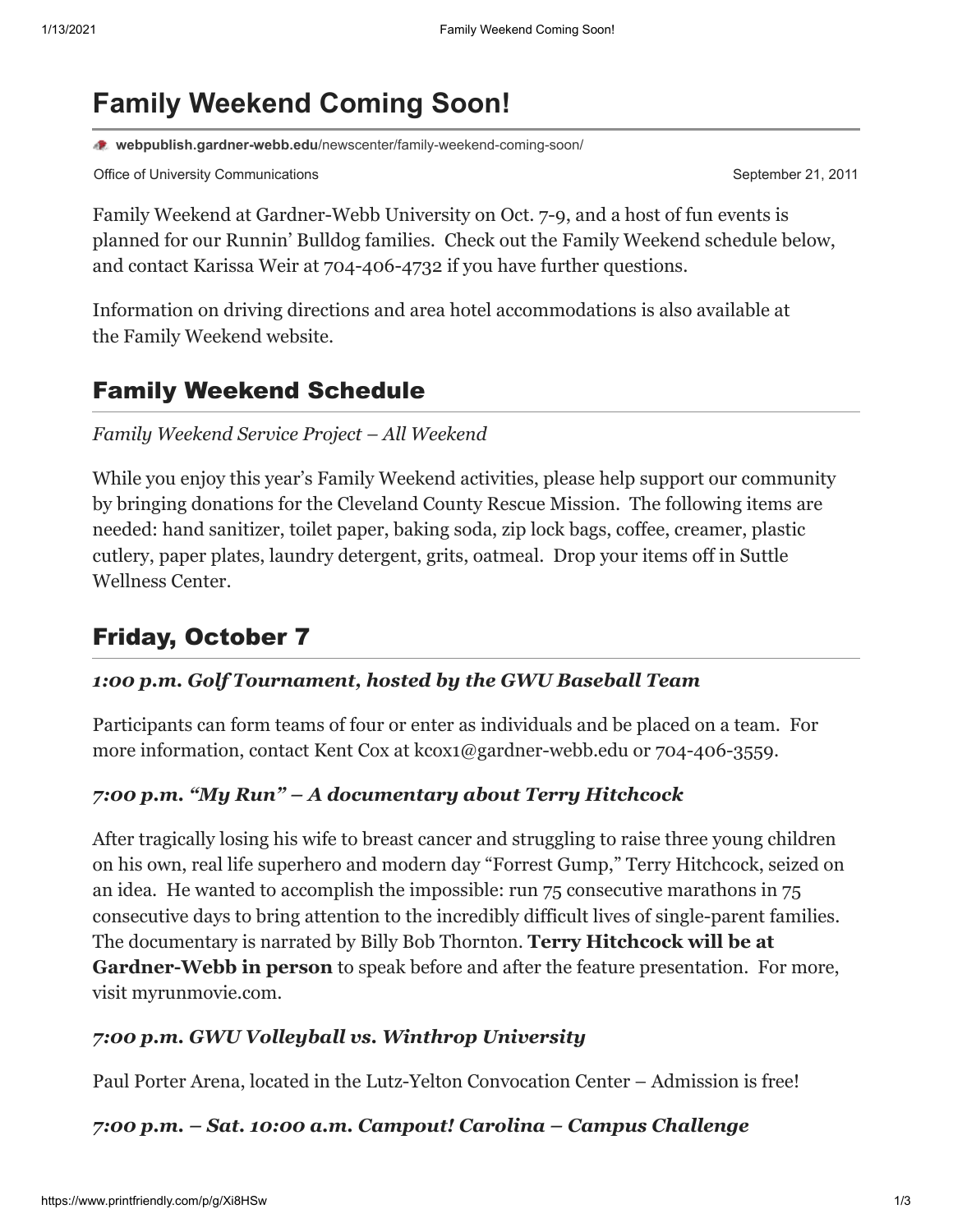# Family Weekend Coming Soon!

webpublish.gardner-webb.edu/newscenter/family-weekend-coming-soon/

Office of University Communications

September 21, 2011

Family Weekend at Gardner-Webb University on Oct. 7-9, and a host of fun events is planned for our Runnin' Bulldog families. Check out the Family Weekend schedule below, and contact Karissa Weir at 704-406-4732 if you have further questions.

Information on driving directions and area hotel accommodations is also available at the Family Weekend website.

## Family Weekend Schedule

*Family Weekend Service Project – All Weekend*

While you enjoy this year's Family Weekend activities, please help support our community by bringing donations for the Cleveland County Rescue Mission. The following items are needed: hand sanitizer, toilet paper, baking soda, zip lock bags, coffee, creamer, plastic cutlery, paper plates, laundry detergent, grits, oatmeal. Drop your items off in Suttle Wellness Center.

## Friday, October 7

### *1:00 p.m. Golf Tournament, hosted by the GWU Baseball Team*

Participants can form teams of four or enter as individuals and be placed on a team. For more information, contact Kent Cox at kcox1@gardner-webb.edu or 704-406-3559.

### *7:00 p.m. "My Run" – A documentary about Terry Hitchcock*

After tragically losing his wife to breast cancer and struggling to raise three young children on his own, real life superhero and modern day "Forrest Gump," Terry Hitchcock, seized on an idea. He wanted to accomplish the impossible: run 75 consecutive marathons in 75 consecutive days to bring attention to the incredibly difficult lives of single-parent families. The documentary is narrated by Billy Bob Thornton. **Terry Hitchcock will be at Gardner-Webb in person** to speak before and after the feature presentation. For more, visit myrunmovie.com.

### *7:00 p.m. GWU Volleyball vs. Winthrop University*

Paul Porter Arena, located in the Lutz-Yelton Convocation Center – Admission is free!

### *7:00 p.m. – Sat. 10:00 a.m. Campout! Carolina – Campus Challenge*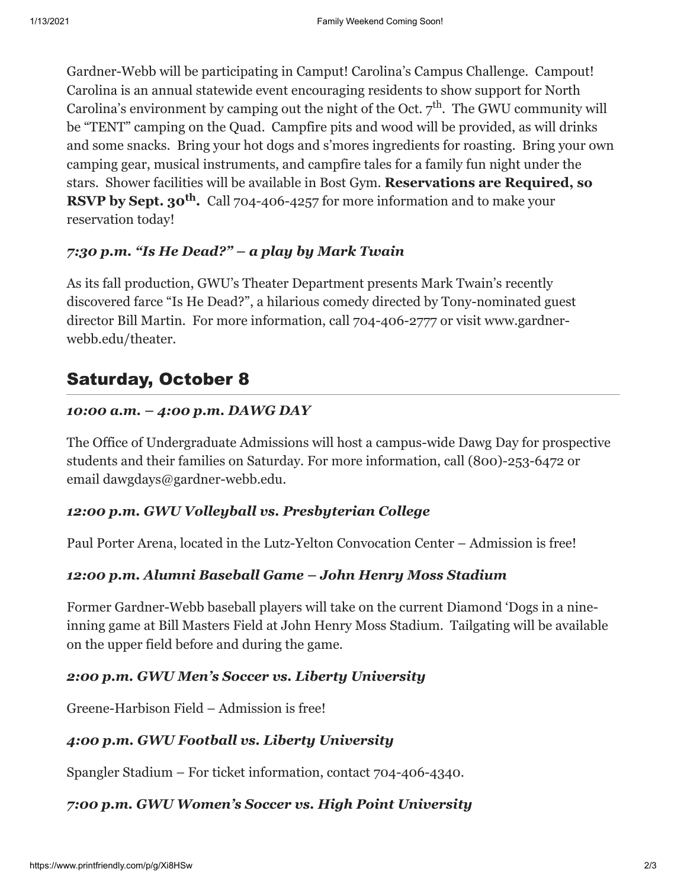Gardner-Webb will be participating in Camput! Carolina's Campus Challenge. Campout! Carolina is an annual statewide event encouraging residents to show support for North Carolina's environment by camping out the night of the Oct. 7th. The GWU community will be "TENT" camping on the Quad. Campfire pits and wood will be provided, as will drinks and some snacks. Bring your hot dogs and s'mores ingredients for roasting. Bring your own camping gear, musical instruments, and campfire tales for a family fun night under the stars. Shower facilities will be available in Bost Gym. **Reservations are Required, so RSVP by Sept. 30th.** Call 704-406-4257 for more information and to make your reservation today!

### *7:30 p.m. "Is He Dead?" – a play by Mark Twain*

As its fall production, GWU's Theater Department presents Mark Twain's recently discovered farce "Is He Dead?", a hilarious comedy directed by Tony-nominated guest director Bill Martin. For more information, call 704-406-2777 or visit www.gardner-webb.edu/theater.

## Saturday, October 8

### *10:00 a.m. – 4:00 p.m. DAWG DAY*

The Office of Undergraduate Admissions will host a campus-wide Dawg Day for prospective students and their families on Saturday. For more information, call (800)-253-6472 or email dawgdays@gardner-webb.edu.

### *12:00 p.m. GWU Volleyball vs. Presbyterian College*

Paul Porter Arena, located in the Lutz-Yelton Convocation Center – Admission is free!

### *12:00 p.m. Alumni Baseball Game – John Henry Moss Stadium*

Former Gardner-Webb baseball players will take on the current Diamond 'Dogs in a nine-inning game at Bill Masters Field at John Henry Moss Stadium. Tailgating will be available on the upper field before and during the game.

### *2:00 p.m. GWU Men's Soccer vs. Liberty University*

Greene-Harbison Field – Admission is free!

### *4:00 p.m. GWU Football vs. Liberty University*

Spangler Stadium – For ticket information, contact 704-406-4340.

### *7:00 p.m. GWU Women's Soccer vs. High Point University*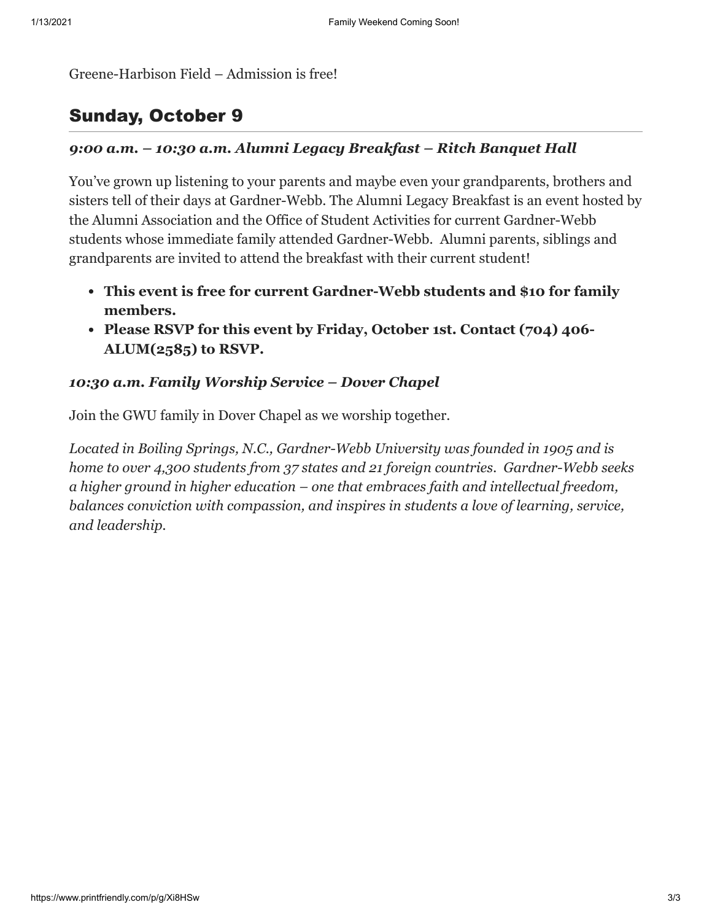Greene-Harbison Field – Admission is free!

## Sunday, October 9

### *9:00 a.m. – 10:30 a.m. Alumni Legacy Breakfast – Ritch Banquet Hall*

You've grown up listening to your parents and maybe even your grandparents, brothers and sisters tell of their days at Gardner-Webb. The Alumni Legacy Breakfast is an event hosted by the Alumni Association and the Office of Student Activities for current Gardner-Webb students whose immediate family attended Gardner-Webb. Alumni parents, siblings and grandparents are invited to attend the breakfast with their current student!

- **This event is free for current Gardner-Webb students and $10 for family members.**
- **Please RSVP for this event by Friday, October 1st. Contact (704) 406-ALUM(2585) to RSVP.**

### *10:30 a.m. Family Worship Service – Dover Chapel*

Join the GWU family in Dover Chapel as we worship together.

*Located in Boiling Springs, N.C., Gardner-Webb University was founded in 1905 and is home to over 4,300 students from 37 states and 21 foreign countries. Gardner-Webb seeks a higher ground in higher education – one that embraces faith and intellectual freedom, balances conviction with compassion, and inspires in students a love of learning, service, and leadership.*